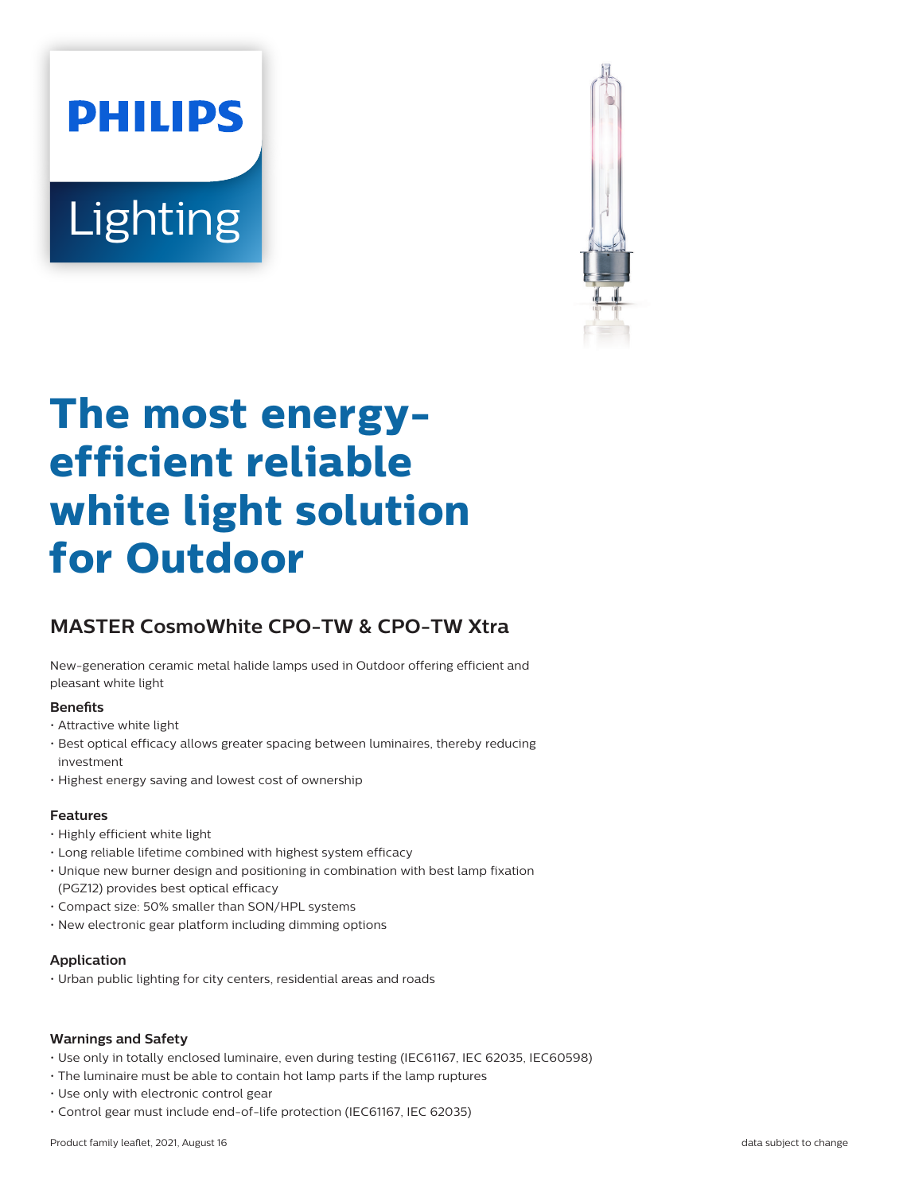# The most energy-efficient reliable white light solution for Outdoor

## MASTER CosmoWhite CPO-TW & CPO-TW Xtra

New-generation ceramic metal halide lamps used in Outdoor offering efficient and pleasant white light

### Benefits

- Attractive white light
- Best optical efficacy allows greater spacing between luminaires, thereby reducing investment
- Highest energy saving and lowest cost of ownership

### Features

- Highly efficient white light
- Long reliable lifetime combined with highest system efficacy
- Unique new burner design and positioning in combination with best lamp fixation (PGZ12) provides best optical efficacy
- Compact size: 50% smaller than SON/HPL systems
- New electronic gear platform including dimming options

### Application

- Urban public lighting for city centers, residential areas and roads

### Warnings and Safety

- Use only in totally enclosed luminaire, even during testing (IEC61167, IEC 62035, IEC60598)
- The luminaire must be able to contain hot lamp parts if the lamp ruptures
- Use only with electronic control gear
- Control gear must include end-of-life protection (IEC61167, IEC 62035)

Product family leaflet, 2021, August 16 data subject to change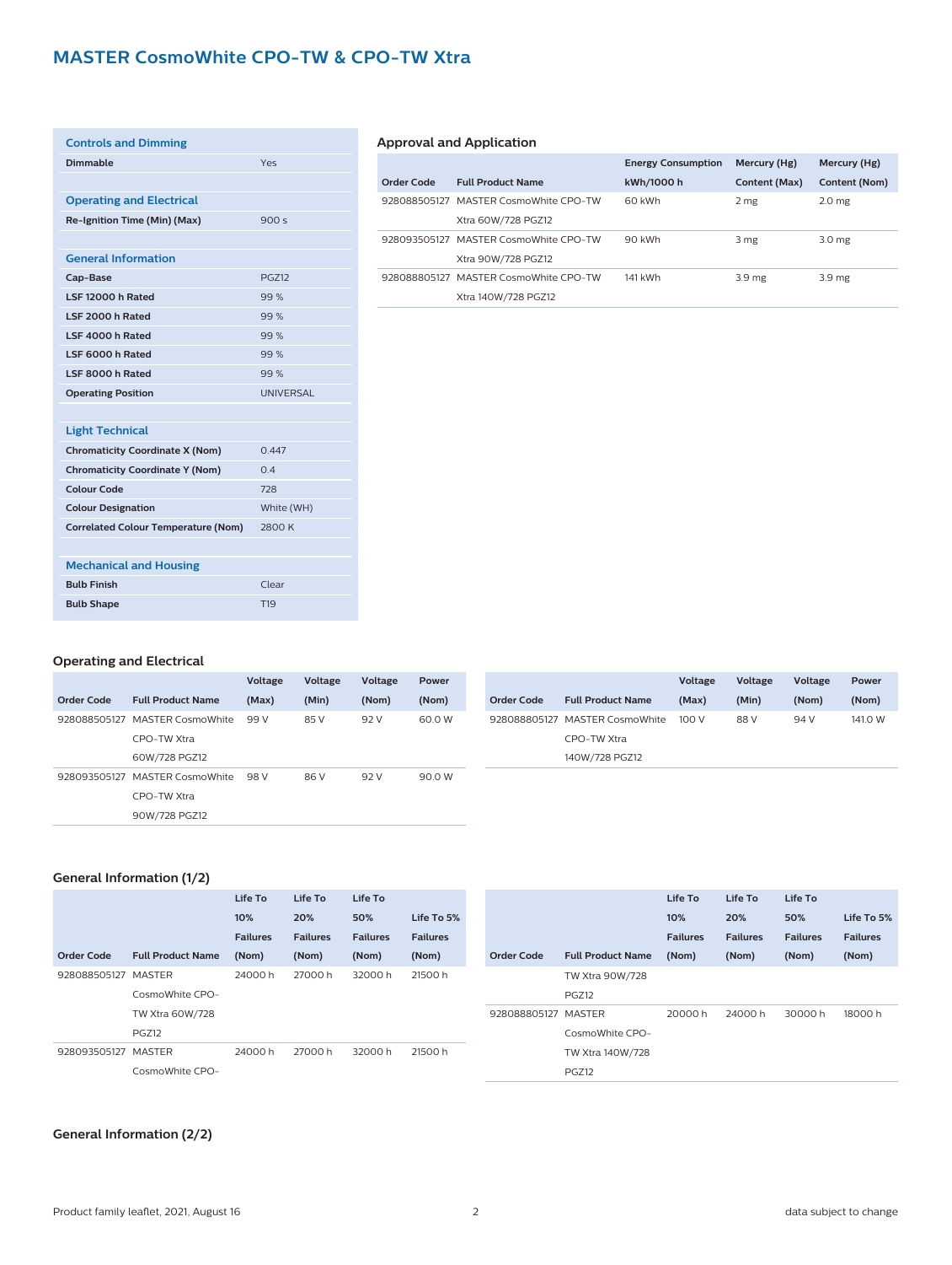# MASTER CosmoWhite CPO-TW & CPO-TW Xtra

| Controls and Dimming | |
|---|---|
| Dimmable | Yes |

| Operating and Electrical | |
|---|---|
| Re-Ignition Time (Min) (Max) | 900 s |

| General Information | |
|---|---|
| Cap-Base | PGZ12 |
| LSF 12000 h Rated | 99 % |
| LSF 2000 h Rated | 99 % |
| LSF 4000 h Rated | 99 % |
| LSF 6000 h Rated | 99 % |
| LSF 8000 h Rated | 99 % |
| Operating Position | UNIVERSAL |

| Light Technical | |
|---|---|
| Chromaticity Coordinate X (Nom) | 0.447 |
| Chromaticity Coordinate Y (Nom) | 0.4 |
| Colour Code | 728 |
| Colour Designation | White (WH) |
| Correlated Colour Temperature (Nom) | 2800 K |

| Mechanical and Housing | |
|---|---|
| Bulb Finish | Clear |
| Bulb Shape | T19 |

## Approval and Application

| Order Code | Full Product Name | Energy Consumption kWh/1000 h | Mercury (Hg) Content (Max) | Mercury (Hg) Content (Nom) |
|---|---|---|---|---|
| 928088505127 | MASTER CosmoWhite CPO-TW Xtra 60W/728 PGZ12 | 60 kWh | 2 mg | 2.0 mg |
| 928093505127 | MASTER CosmoWhite CPO-TW Xtra 90W/728 PGZ12 | 90 kWh | 3 mg | 3.0 mg |
| 928088805127 | MASTER CosmoWhite CPO-TW Xtra 140W/728 PGZ12 | 141 kWh | 3.9 mg | 3.9 mg |

## Operating and Electrical

| Order Code | Full Product Name | Voltage (Max) | Voltage (Min) | Voltage (Nom) | Power (Nom) |
|---|---|---|---|---|---|
| 928088505127 | MASTER CosmoWhite CPO-TW Xtra 60W/728 PGZ12 | 99 V | 85 V | 92 V | 60.0 W |
| 928093505127 | MASTER CosmoWhite CPO-TW Xtra 90W/728 PGZ12 | 98 V | 86 V | 92 V | 90.0 W |
| 928088805127 | MASTER CosmoWhite CPO-TW Xtra 140W/728 PGZ12 | 100 V | 88 V | 94 V | 141.0 W |

## General Information (1/2)

| Order Code | Full Product Name | Life To 10% Failures (Nom) | Life To 20% Failures (Nom) | Life To 50% Failures (Nom) | Life To 5% Failures (Nom) |
|---|---|---|---|---|---|
| 928088505127 | MASTER CosmoWhite CPO-TW Xtra 60W/728 PGZ12 | 24000 h | 27000 h | 32000 h | 21500 h |
| 928093505127 | MASTER CosmoWhite CPO-TW Xtra 90W/728 PGZ12 | 24000 h | 27000 h | 32000 h | 21500 h |
| 928088805127 | MASTER CosmoWhite CPO-TW Xtra 140W/728 PGZ12 | 20000 h | 24000 h | 30000 h | 18000 h |

## General Information (2/2)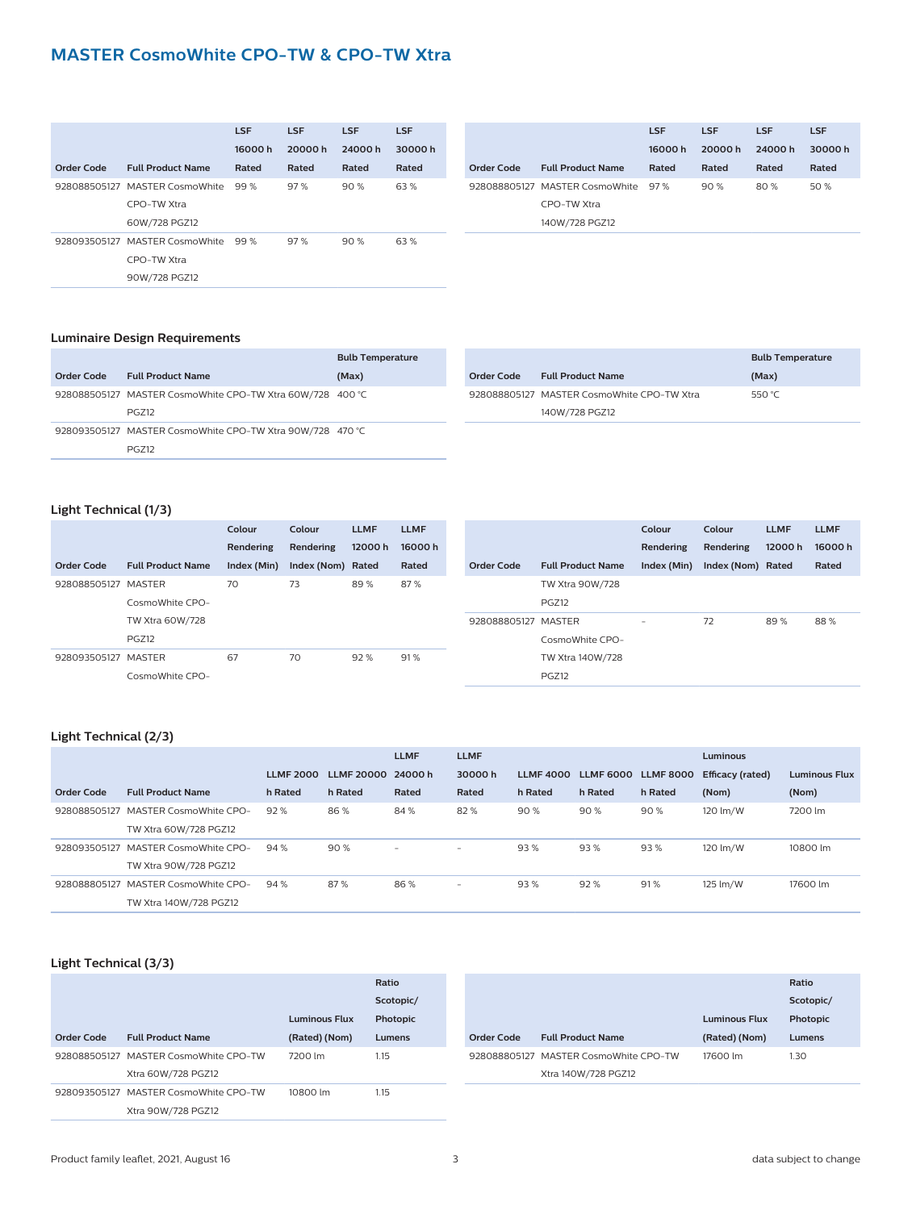## MASTER CosmoWhite CPO-TW & CPO-TW Xtra

| Order Code | Full Product Name | LSF 16000 h Rated | LSF 20000 h Rated | LSF 24000 h Rated | LSF 30000 h Rated |
|---|---|---|---|---|---|
| 928088505127 | MASTER CosmoWhite CPO-TW Xtra 60W/728 PGZ12 | 99 % | 97 % | 90 % | 63 % |
| 928093505127 | MASTER CosmoWhite CPO-TW Xtra 90W/728 PGZ12 | 99 % | 97 % | 90 % | 63 % |
| 928088805127 | MASTER CosmoWhite CPO-TW Xtra 140W/728 PGZ12 | 97 % | 90 % | 80 % | 50 % |

### Luminaire Design Requirements

| Order Code | Full Product Name | Bulb Temperature (Max) |
|---|---|---|
| 928088505127 | MASTER CosmoWhite CPO-TW Xtra 60W/728 PGZ12 | 400 °C |
| 928093505127 | MASTER CosmoWhite CPO-TW Xtra 90W/728 PGZ12 | 470 °C |
| 928088805127 | MASTER CosmoWhite CPO-TW Xtra 140W/728 PGZ12 | 550 °C |

### Light Technical (1/3)

| Order Code | Full Product Name | Colour Rendering Index (Min) | Colour Rendering Index (Nom) | LLMF 12000 h Rated | LLMF 16000 h Rated |
|---|---|---|---|---|---|
| 928088505127 | MASTER CosmoWhite CPO-TW Xtra 60W/728 PGZ12 | 70 | 73 | 89 % | 87 % |
| 928093505127 | MASTER CosmoWhite CPO-TW Xtra 90W/728 PGZ12 | 67 | 70 | 92 % | 91 % |
| 928088805127 | MASTER CosmoWhite CPO-TW Xtra 140W/728 PGZ12 | - | 72 | 89 % | 88 % |

### Light Technical (2/3)

| Order Code | Full Product Name | LLMF 2000 h Rated | LLMF 20000 h Rated | LLMF 24000 h Rated | LLMF 30000 h Rated | LLMF 4000 h Rated | LLMF 6000 h Rated | LLMF 8000 h Rated | Luminous Efficacy (rated) (Nom) | Luminous Flux (Nom) |
|---|---|---|---|---|---|---|---|---|---|---|
| 928088505127 | MASTER CosmoWhite CPO-TW Xtra 60W/728 PGZ12 | 92 % | 86 % | 84 % | 82 % | 90 % | 90 % | 90 % | 120 lm/W | 7200 lm |
| 928093505127 | MASTER CosmoWhite CPO-TW Xtra 90W/728 PGZ12 | 94 % | 90 % | - | - | 93 % | 93 % | 93 % | 120 lm/W | 10800 lm |
| 928088805127 | MASTER CosmoWhite CPO-TW Xtra 140W/728 PGZ12 | 94 % | 87 % | 86 % | - | 93 % | 92 % | 91 % | 125 lm/W | 17600 lm |

### Light Technical (3/3)

| Order Code | Full Product Name | Luminous Flux (Rated) (Nom) | Ratio Scotopic/ Photopic Lumens |
|---|---|---|---|
| 928088505127 | MASTER CosmoWhite CPO-TW Xtra 60W/728 PGZ12 | 7200 lm | 1.15 |
| 928093505127 | MASTER CosmoWhite CPO-TW Xtra 90W/728 PGZ12 | 10800 lm | 1.15 |
| 928088805127 | MASTER CosmoWhite CPO-TW Xtra 140W/728 PGZ12 | 17600 lm | 1.30 |

Product family leaflet, 2021, August 16 · data subject to change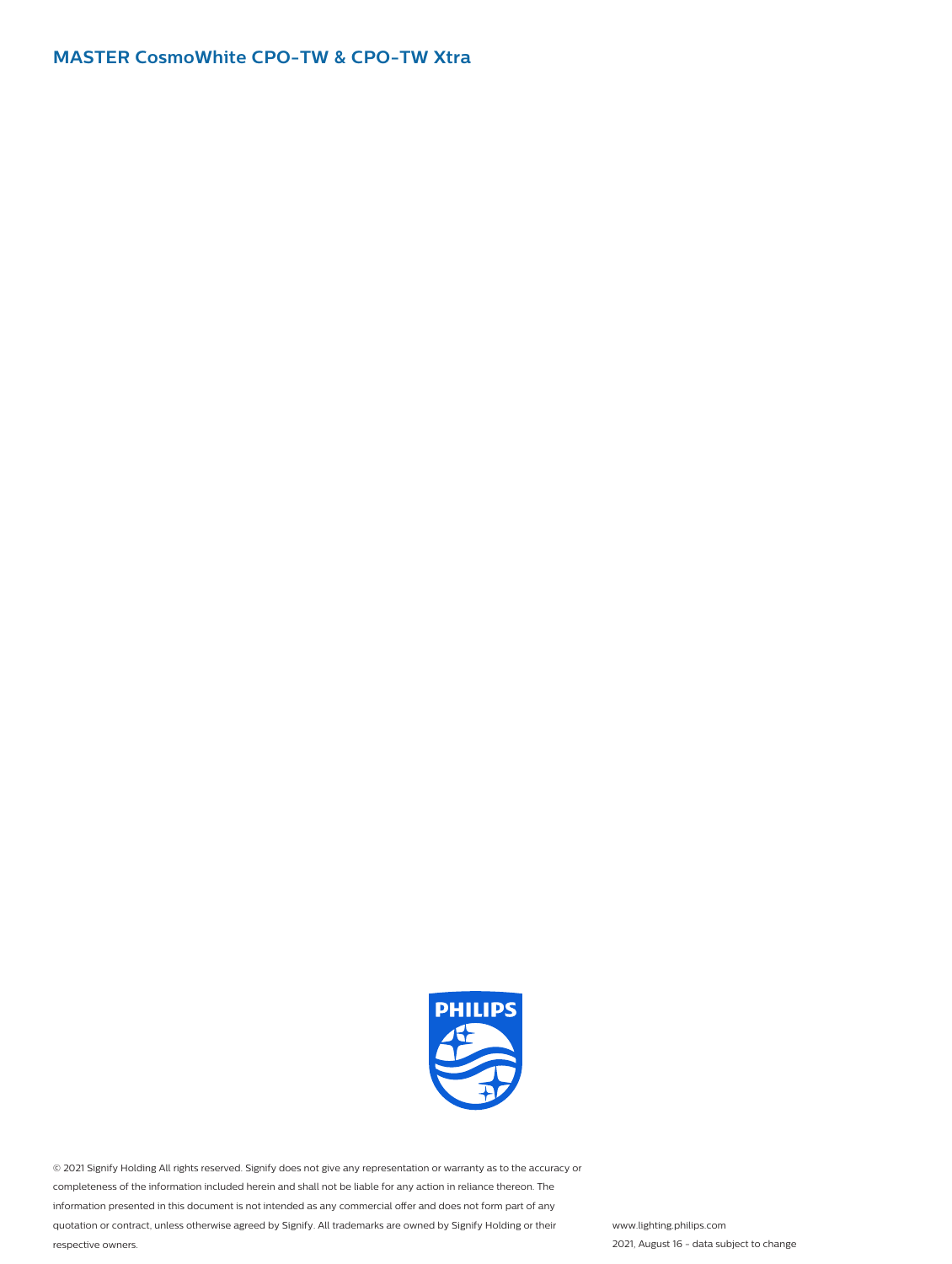© 2021 Signify Holding All rights reserved. Signify does not give any representation or warranty as to the accuracy or completeness of the information included herein and shall not be liable for any action in reliance thereon. The information presented in this document is not intended as any commercial offer and does not form part of any quotation or contract, unless otherwise agreed by Signify. All trademarks are owned by Signify Holding or their respective owners.

www.lighting.philips.com

2021, August 16 - data subject to change